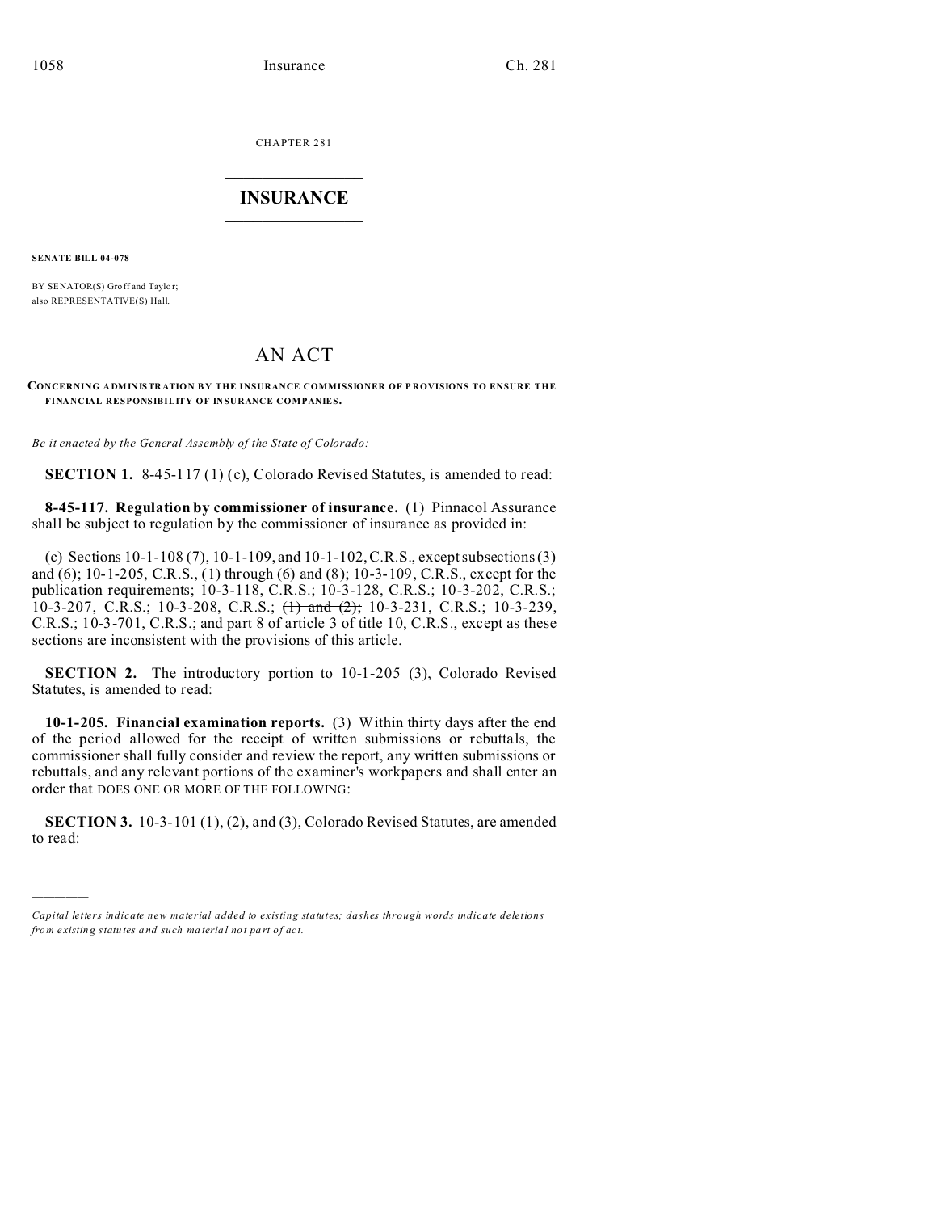CHAPTER 281

# INSURANCE

**SENATE BILL 04-078**

BY SENATOR(S) Groff and Taylor;
also REPRESENTATIVE(S) Hall.

# AN ACT

**CONCERNING ADMINISTRATION BY THE INSURANCE COMMISSIONER OF PROVISIONS TO ENSURE THE FINANCIAL RESPONSIBILITY OF INSURANCE COMPANIES.**

*Be it enacted by the General Assembly of the State of Colorado:*

**SECTION 1.** 8-45-117 (1) (c), Colorado Revised Statutes, is amended to read:

**8-45-117. Regulation by commissioner of insurance.** (1) Pinnacol Assurance shall be subject to regulation by the commissioner of insurance as provided in:

(c) Sections 10-1-108 (7), 10-1-109, and 10-1-102, C.R.S., except subsections (3) and (6); 10-1-205, C.R.S., (1) through (6) and (8); 10-3-109, C.R.S., except for the publication requirements; 10-3-118, C.R.S.; 10-3-128, C.R.S.; 10-3-202, C.R.S.; 10-3-207, C.R.S.; 10-3-208, C.R.S.; ~~(1) and (2);~~ 10-3-231, C.R.S.; 10-3-239, C.R.S.; 10-3-701, C.R.S.; and part 8 of article 3 of title 10, C.R.S., except as these sections are inconsistent with the provisions of this article.

**SECTION 2.** The introductory portion to 10-1-205 (3), Colorado Revised Statutes, is amended to read:

**10-1-205. Financial examination reports.** (3) Within thirty days after the end of the period allowed for the receipt of written submissions or rebuttals, the commissioner shall fully consider and review the report, any written submissions or rebuttals, and any relevant portions of the examiner's workpapers and shall enter an order that DOES ONE OR MORE OF THE FOLLOWING:

**SECTION 3.** 10-3-101 (1), (2), and (3), Colorado Revised Statutes, are amended to read:

---

*Capital letters indicate new material added to existing statutes; dashes through words indicate deletions from existing statutes and such material not part of act.*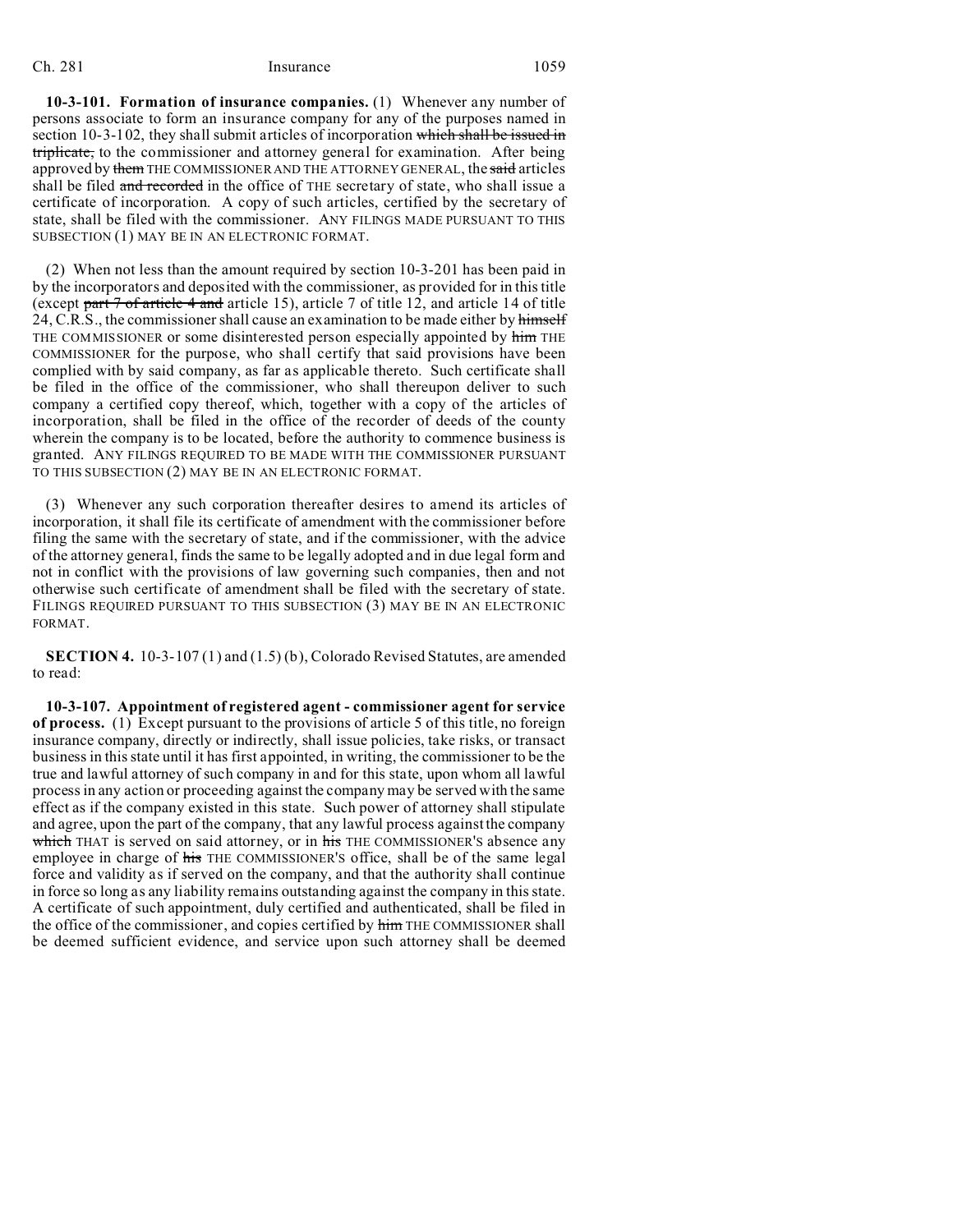**10-3-101. Formation of insurance companies.** (1) Whenever any number of persons associate to form an insurance company for any of the purposes named in section 10-3-102, they shall submit articles of incorporation ~~which shall be issued in triplicate,~~ to the commissioner and attorney general for examination. After being approved by ~~them~~ THE COMMISSIONER AND THE ATTORNEY GENERAL, the ~~said~~ articles shall be filed ~~and recorded~~ in the office of THE secretary of state, who shall issue a certificate of incorporation. A copy of such articles, certified by the secretary of state, shall be filed with the commissioner. ANY FILINGS MADE PURSUANT TO THIS SUBSECTION (1) MAY BE IN AN ELECTRONIC FORMAT.

(2) When not less than the amount required by section 10-3-201 has been paid in by the incorporators and deposited with the commissioner, as provided for in this title (except ~~part 7 of article 4 and~~ article 15), article 7 of title 12, and article 14 of title 24, C.R.S., the commissioner shall cause an examination to be made either by ~~himself~~ THE COMMISSIONER or some disinterested person especially appointed by ~~him~~ THE COMMISSIONER for the purpose, who shall certify that said provisions have been complied with by said company, as far as applicable thereto. Such certificate shall be filed in the office of the commissioner, who shall thereupon deliver to such company a certified copy thereof, which, together with a copy of the articles of incorporation, shall be filed in the office of the recorder of deeds of the county wherein the company is to be located, before the authority to commence business is granted. ANY FILINGS REQUIRED TO BE MADE WITH THE COMMISSIONER PURSUANT TO THIS SUBSECTION (2) MAY BE IN AN ELECTRONIC FORMAT.

(3) Whenever any such corporation thereafter desires to amend its articles of incorporation, it shall file its certificate of amendment with the commissioner before filing the same with the secretary of state, and if the commissioner, with the advice of the attorney general, finds the same to be legally adopted and in due legal form and not in conflict with the provisions of law governing such companies, then and not otherwise such certificate of amendment shall be filed with the secretary of state. FILINGS REQUIRED PURSUANT TO THIS SUBSECTION (3) MAY BE IN AN ELECTRONIC FORMAT.

**SECTION 4.** 10-3-107 (1) and (1.5) (b), Colorado Revised Statutes, are amended to read:

**10-3-107. Appointment of registered agent - commissioner agent for service of process.** (1) Except pursuant to the provisions of article 5 of this title, no foreign insurance company, directly or indirectly, shall issue policies, take risks, or transact business in this state until it has first appointed, in writing, the commissioner to be the true and lawful attorney of such company in and for this state, upon whom all lawful process in any action or proceeding against the company may be served with the same effect as if the company existed in this state. Such power of attorney shall stipulate and agree, upon the part of the company, that any lawful process against the company ~~which~~ THAT is served on said attorney, or in ~~his~~ THE COMMISSIONER'S absence any employee in charge of ~~his~~ THE COMMISSIONER'S office, shall be of the same legal force and validity as if served on the company, and that the authority shall continue in force so long as any liability remains outstanding against the company in this state. A certificate of such appointment, duly certified and authenticated, shall be filed in the office of the commissioner, and copies certified by ~~him~~ THE COMMISSIONER shall be deemed sufficient evidence, and service upon such attorney shall be deemed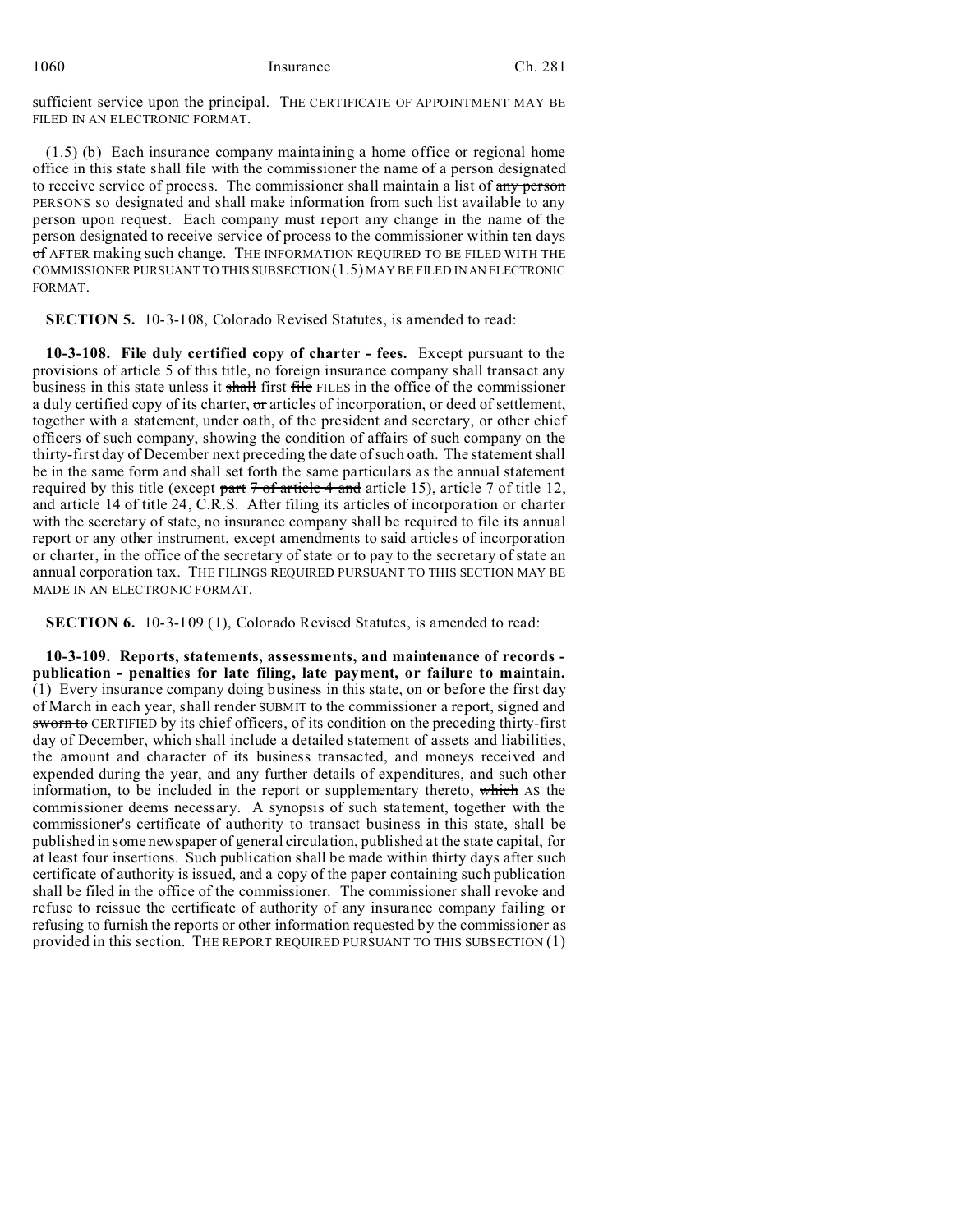sufficient service upon the principal. THE CERTIFICATE OF APPOINTMENT MAY BE FILED IN AN ELECTRONIC FORMAT.

(1.5) (b) Each insurance company maintaining a home office or regional home office in this state shall file with the commissioner the name of a person designated to receive service of process. The commissioner shall maintain a list of ~~any person~~ PERSONS so designated and shall make information from such list available to any person upon request. Each company must report any change in the name of the person designated to receive service of process to the commissioner within ten days ~~of~~ AFTER making such change. THE INFORMATION REQUIRED TO BE FILED WITH THE COMMISSIONER PURSUANT TO THIS SUBSECTION (1.5) MAY BE FILED IN AN ELECTRONIC FORMAT.

**SECTION 5.** 10-3-108, Colorado Revised Statutes, is amended to read:

**10-3-108. File duly certified copy of charter - fees.** Except pursuant to the provisions of article 5 of this title, no foreign insurance company shall transact any business in this state unless it ~~shall~~ first ~~file~~ FILES in the office of the commissioner a duly certified copy of its charter, ~~or~~ articles of incorporation, or deed of settlement, together with a statement, under oath, of the president and secretary, or other chief officers of such company, showing the condition of affairs of such company on the thirty-first day of December next preceding the date of such oath. The statement shall be in the same form and shall set forth the same particulars as the annual statement required by this title (except ~~part 7 of article 4 and~~ article 15), article 7 of title 12, and article 14 of title 24, C.R.S. After filing its articles of incorporation or charter with the secretary of state, no insurance company shall be required to file its annual report or any other instrument, except amendments to said articles of incorporation or charter, in the office of the secretary of state or to pay to the secretary of state an annual corporation tax. THE FILINGS REQUIRED PURSUANT TO THIS SECTION MAY BE MADE IN AN ELECTRONIC FORMAT.

**SECTION 6.** 10-3-109 (1), Colorado Revised Statutes, is amended to read:

**10-3-109. Reports, statements, assessments, and maintenance of records - publication - penalties for late filing, late payment, or failure to maintain.** (1) Every insurance company doing business in this state, on or before the first day of March in each year, shall ~~render~~ SUBMIT to the commissioner a report, signed and ~~sworn to~~ CERTIFIED by its chief officers, of its condition on the preceding thirty-first day of December, which shall include a detailed statement of assets and liabilities, the amount and character of its business transacted, and moneys received and expended during the year, and any further details of expenditures, and such other information, to be included in the report or supplementary thereto, ~~which~~ AS the commissioner deems necessary. A synopsis of such statement, together with the commissioner's certificate of authority to transact business in this state, shall be published in some newspaper of general circulation, published at the state capital, for at least four insertions. Such publication shall be made within thirty days after such certificate of authority is issued, and a copy of the paper containing such publication shall be filed in the office of the commissioner. The commissioner shall revoke and refuse to reissue the certificate of authority of any insurance company failing or refusing to furnish the reports or other information requested by the commissioner as provided in this section. THE REPORT REQUIRED PURSUANT TO THIS SUBSECTION (1)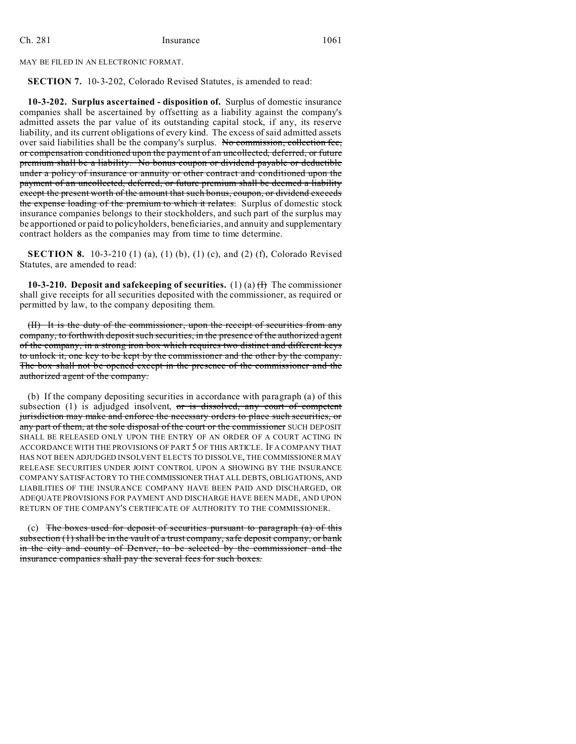MAY BE FILED IN AN ELECTRONIC FORMAT.

**SECTION 7.** 10-3-202, Colorado Revised Statutes, is amended to read:

**10-3-202. Surplus ascertained - disposition of.** Surplus of domestic insurance companies shall be ascertained by offsetting as a liability against the company's admitted assets the par value of its outstanding capital stock, if any, its reserve liability, and its current obligations of every kind. The excess of said admitted assets over said liabilities shall be the company's surplus. ~~No commission, collection fee, or compensation conditioned upon the payment of an uncollected, deferred, or future premium shall be a liability. No bonus coupon or dividend payable or deductible under a policy of insurance or annuity or other contract and conditioned upon the payment of an uncollected, deferred, or future premium shall be deemed a liability except the present worth of the amount that such bonus, coupon, or dividend exceeds the expense loading of the premium to which it relates.~~ Surplus of domestic stock insurance companies belongs to their stockholders, and such part of the surplus may be apportioned or paid to policyholders, beneficiaries, and annuity and supplementary contract holders as the companies may from time to time determine.

**SECTION 8.** 10-3-210 (1) (a), (1) (b), (1) (c), and (2) (f), Colorado Revised Statutes, are amended to read:

**10-3-210. Deposit and safekeeping of securities.** (1) (a) ~~(I)~~ The commissioner shall give receipts for all securities deposited with the commissioner, as required or permitted by law, to the company depositing them.

~~(II) It is the duty of the commissioner, upon the receipt of securities from any company, to forthwith deposit such securities, in the presence of the authorized agent of the company, in a strong iron box which requires two distinct and different keys to unlock it, one key to be kept by the commissioner and the other by the company. The box shall not be opened except in the presence of the commissioner and the authorized agent of the company.~~

(b) If the company depositing securities in accordance with paragraph (a) of this subsection (1) is adjudged insolvent, ~~or is dissolved, any court of competent jurisdiction may make and enforce the necessary orders to place such securities, or any part of them, at the sole disposal of the court or the commissioner~~ SUCH DEPOSIT SHALL BE RELEASED ONLY UPON THE ENTRY OF AN ORDER OF A COURT ACTING IN ACCORDANCE WITH THE PROVISIONS OF PART 5 OF THIS ARTICLE. IF A COMPANY THAT HAS NOT BEEN ADJUDGED INSOLVENT ELECTS TO DISSOLVE, THE COMMISSIONER MAY RELEASE SECURITIES UNDER JOINT CONTROL UPON A SHOWING BY THE INSURANCE COMPANY SATISFACTORY TO THE COMMISSIONER THAT ALL DEBTS, OBLIGATIONS, AND LIABILITIES OF THE INSURANCE COMPANY HAVE BEEN PAID AND DISCHARGED, OR ADEQUATE PROVISIONS FOR PAYMENT AND DISCHARGE HAVE BEEN MADE, AND UPON RETURN OF THE COMPANY'S CERTIFICATE OF AUTHORITY TO THE COMMISSIONER.

(c) ~~The boxes used for deposit of securities pursuant to paragraph (a) of this subsection (1) shall be in the vault of a trust company, safe deposit company, or bank in the city and county of Denver, to be selected by the commissioner and the insurance companies shall pay the several fees for such boxes.~~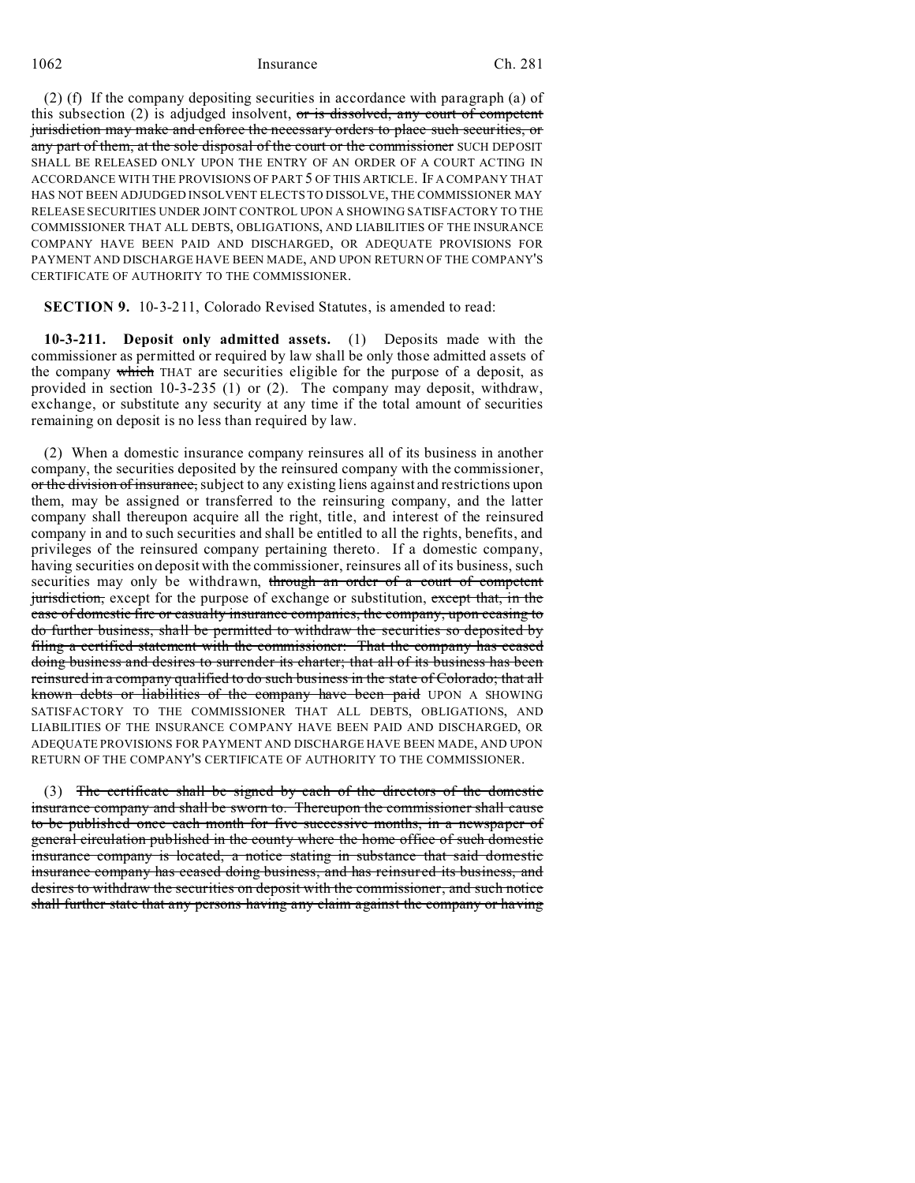(2) (f) If the company depositing securities in accordance with paragraph (a) of this subsection (2) is adjudged insolvent, ~~or is dissolved, any court of competent jurisdiction may make and enforce the necessary orders to place such securities, or any part of them, at the sole disposal of the court or the commissioner~~ SUCH DEPOSIT SHALL BE RELEASED ONLY UPON THE ENTRY OF AN ORDER OF A COURT ACTING IN ACCORDANCE WITH THE PROVISIONS OF PART 5 OF THIS ARTICLE. IF A COMPANY THAT HAS NOT BEEN ADJUDGED INSOLVENT ELECTS TO DISSOLVE, THE COMMISSIONER MAY RELEASE SECURITIES UNDER JOINT CONTROL UPON A SHOWING SATISFACTORY TO THE COMMISSIONER THAT ALL DEBTS, OBLIGATIONS, AND LIABILITIES OF THE INSURANCE COMPANY HAVE BEEN PAID AND DISCHARGED, OR ADEQUATE PROVISIONS FOR PAYMENT AND DISCHARGE HAVE BEEN MADE, AND UPON RETURN OF THE COMPANY'S CERTIFICATE OF AUTHORITY TO THE COMMISSIONER.

**SECTION 9.** 10-3-211, Colorado Revised Statutes, is amended to read:

**10-3-211. Deposit only admitted assets.** (1) Deposits made with the commissioner as permitted or required by law shall be only those admitted assets of the company ~~which~~ THAT are securities eligible for the purpose of a deposit, as provided in section 10-3-235 (1) or (2). The company may deposit, withdraw, exchange, or substitute any security at any time if the total amount of securities remaining on deposit is no less than required by law.

(2) When a domestic insurance company reinsures all of its business in another company, the securities deposited by the reinsured company with the commissioner, ~~or the division of insurance,~~ subject to any existing liens against and restrictions upon them, may be assigned or transferred to the reinsuring company, and the latter company shall thereupon acquire all the right, title, and interest of the reinsured company in and to such securities and shall be entitled to all the rights, benefits, and privileges of the reinsured company pertaining thereto. If a domestic company, having securities on deposit with the commissioner, reinsures all of its business, such securities may only be withdrawn, ~~through an order of a court of competent jurisdiction,~~ except for the purpose of exchange or substitution, ~~except that, in the case of domestic fire or casualty insurance companies, the company, upon ceasing to do further business, shall be permitted to withdraw the securities so deposited by filing a certified statement with the commissioner: That the company has ceased doing business and desires to surrender its charter; that all of its business has been reinsured in a company qualified to do such business in the state of Colorado; that all known debts or liabilities of the company have been paid~~ UPON A SHOWING SATISFACTORY TO THE COMMISSIONER THAT ALL DEBTS, OBLIGATIONS, AND LIABILITIES OF THE INSURANCE COMPANY HAVE BEEN PAID AND DISCHARGED, OR ADEQUATE PROVISIONS FOR PAYMENT AND DISCHARGE HAVE BEEN MADE, AND UPON RETURN OF THE COMPANY'S CERTIFICATE OF AUTHORITY TO THE COMMISSIONER.

(3) ~~The certificate shall be signed by each of the directors of the domestic insurance company and shall be sworn to. Thereupon the commissioner shall cause to be published once each month for five successive months, in a newspaper of general circulation published in the county where the home office of such domestic insurance company is located, a notice stating in substance that said domestic insurance company has ceased doing business, and has reinsured its business, and desires to withdraw the securities on deposit with the commissioner, and such notice shall further state that any persons having any claim against the company or having~~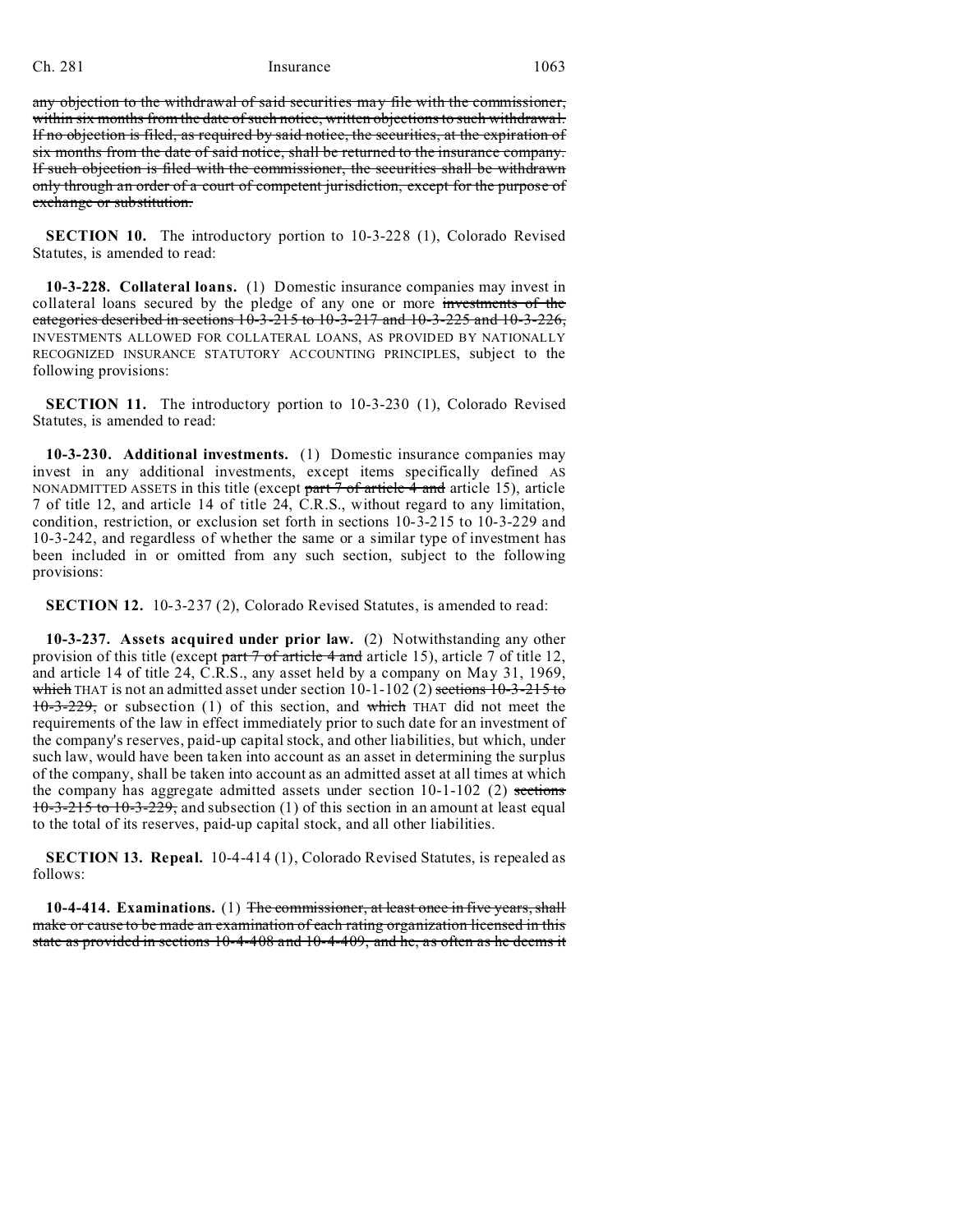~~any objection to the withdrawal of said securities may file with the commissioner, within six months from the date of such notice, written objections to such withdrawal. If no objection is filed, as required by said notice, the securities, at the expiration of six months from the date of said notice, shall be returned to the insurance company. If such objection is filed with the commissioner, the securities shall be withdrawn only through an order of a court of competent jurisdiction, except for the purpose of exchange or substitution.~~

**SECTION 10.** The introductory portion to 10-3-228 (1), Colorado Revised Statutes, is amended to read:

**10-3-228. Collateral loans.** (1) Domestic insurance companies may invest in collateral loans secured by the pledge of any one or more ~~investments of the categories described in sections 10-3-215 to 10-3-217 and 10-3-225 and 10-3-226,~~ INVESTMENTS ALLOWED FOR COLLATERAL LOANS, AS PROVIDED BY NATIONALLY RECOGNIZED INSURANCE STATUTORY ACCOUNTING PRINCIPLES, subject to the following provisions:

**SECTION 11.** The introductory portion to 10-3-230 (1), Colorado Revised Statutes, is amended to read:

**10-3-230. Additional investments.** (1) Domestic insurance companies may invest in any additional investments, except items specifically defined AS NONADMITTED ASSETS in this title (except ~~part 7 of article 4 and~~ article 15), article 7 of title 12, and article 14 of title 24, C.R.S., without regard to any limitation, condition, restriction, or exclusion set forth in sections 10-3-215 to 10-3-229 and 10-3-242, and regardless of whether the same or a similar type of investment has been included in or omitted from any such section, subject to the following provisions:

**SECTION 12.** 10-3-237 (2), Colorado Revised Statutes, is amended to read:

**10-3-237. Assets acquired under prior law.** (2) Notwithstanding any other provision of this title (except ~~part 7 of article 4 and~~ article 15), article 7 of title 12, and article 14 of title 24, C.R.S., any asset held by a company on May 31, 1969, ~~which~~ THAT is not an admitted asset under section 10-1-102 (2) ~~sections 10-3-215 to 10-3-229,~~ or subsection (1) of this section, and ~~which~~ THAT did not meet the requirements of the law in effect immediately prior to such date for an investment of the company's reserves, paid-up capital stock, and other liabilities, but which, under such law, would have been taken into account as an asset in determining the surplus of the company, shall be taken into account as an admitted asset at all times at which the company has aggregate admitted assets under section 10-1-102 (2) ~~sections 10-3-215 to 10-3-229,~~ and subsection (1) of this section in an amount at least equal to the total of its reserves, paid-up capital stock, and all other liabilities.

**SECTION 13. Repeal.** 10-4-414 (1), Colorado Revised Statutes, is repealed as follows:

**10-4-414. Examinations.** (1) ~~The commissioner, at least once in five years, shall make or cause to be made an examination of each rating organization licensed in this state as provided in sections 10-4-408 and 10-4-409, and he, as often as he deems it~~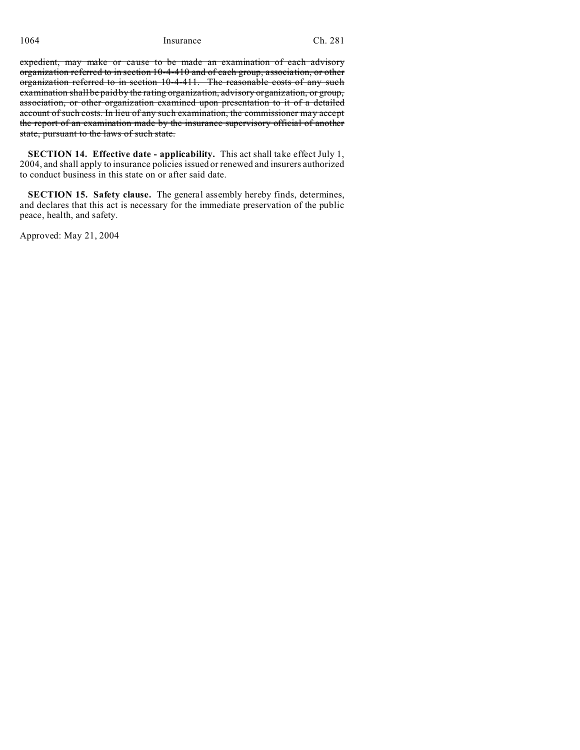~~expedient, may make or cause to be made an examination of each advisory organization referred to in section 10-4-410 and of each group, association, or other organization referred to in section 10-4-411. The reasonable costs of any such examination shall be paid by the rating organization, advisory organization, or group, association, or other organization examined upon presentation to it of a detailed account of such costs. In lieu of any such examination, the commissioner may accept the report of an examination made by the insurance supervisory official of another state, pursuant to the laws of such state.~~

**SECTION 14. Effective date - applicability.** This act shall take effect July 1, 2004, and shall apply to insurance policies issued or renewed and insurers authorized to conduct business in this state on or after said date.

**SECTION 15. Safety clause.** The general assembly hereby finds, determines, and declares that this act is necessary for the immediate preservation of the public peace, health, and safety.

Approved: May 21, 2004